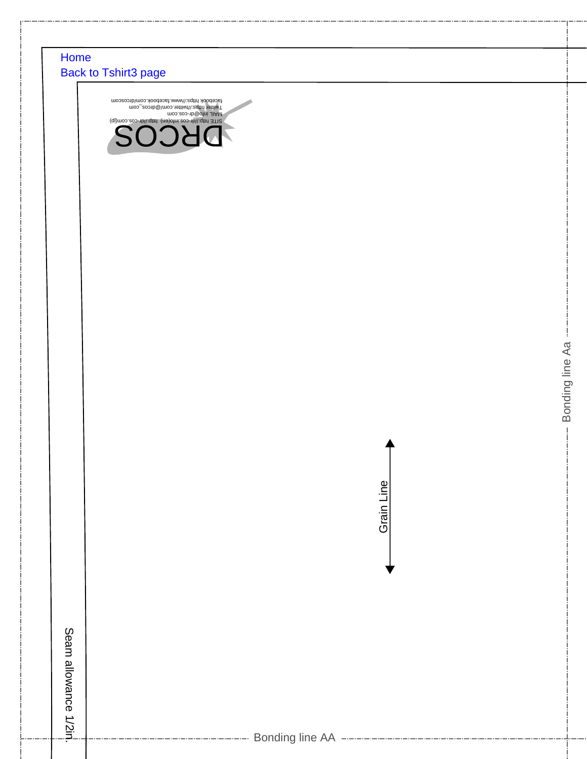Home
Back to Tshirt3 page

DRCOS
SITE http://dr-cos.info(en) http://dr-cos.com(jp)
MAIL info@dr-cos.com
Twitter https://twitter.com/@drcos_com
facebook https://www.facebook.com/drcoscom

Bonding line Aa

Grain Line

Seam allowance 1/2in.

Bonding line AA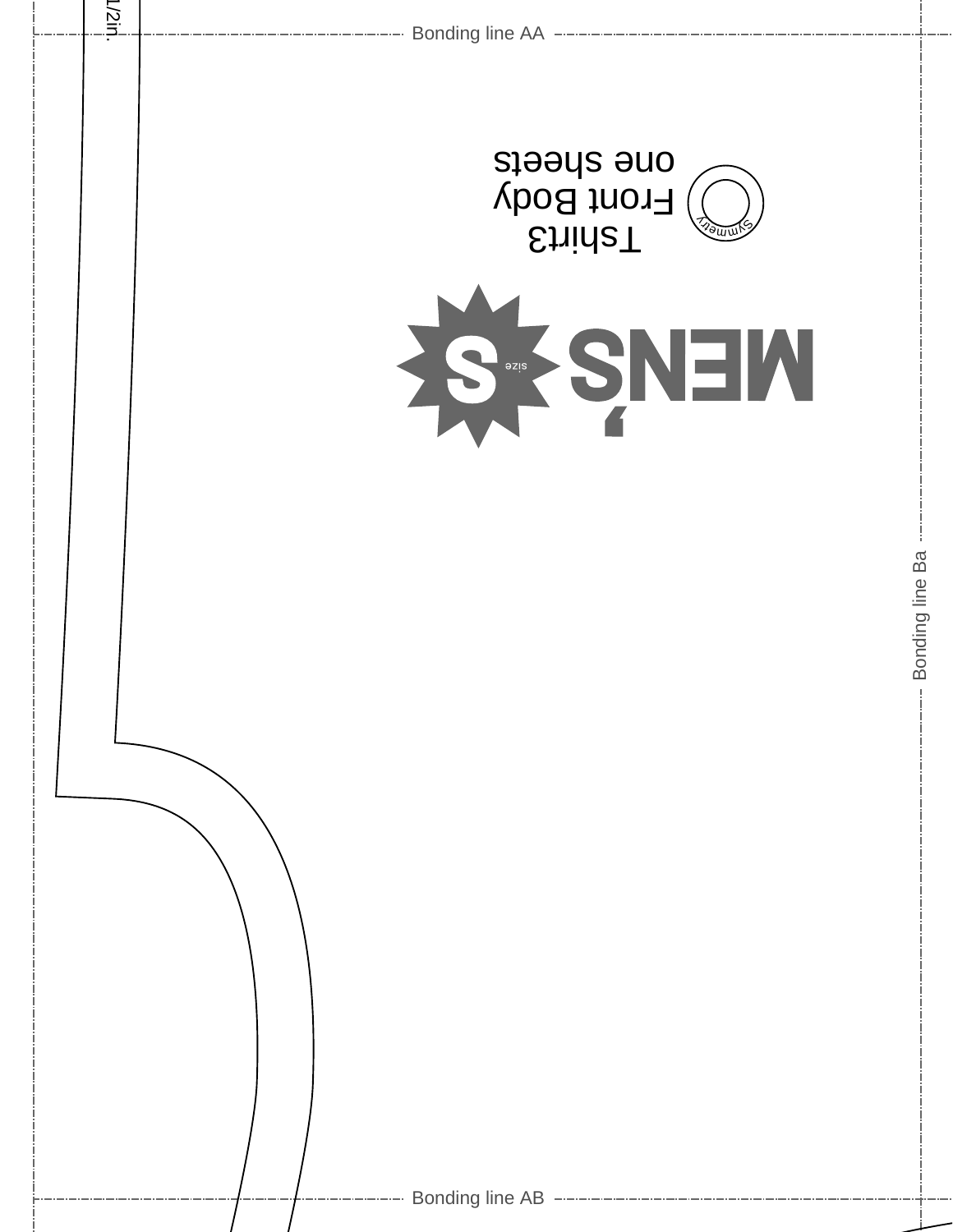Bonding line AA

Tshirt3
Front Body
one sheets

Symmetry

MEN'S

S size

Bonding line Ba

1/2in.

Bonding line AB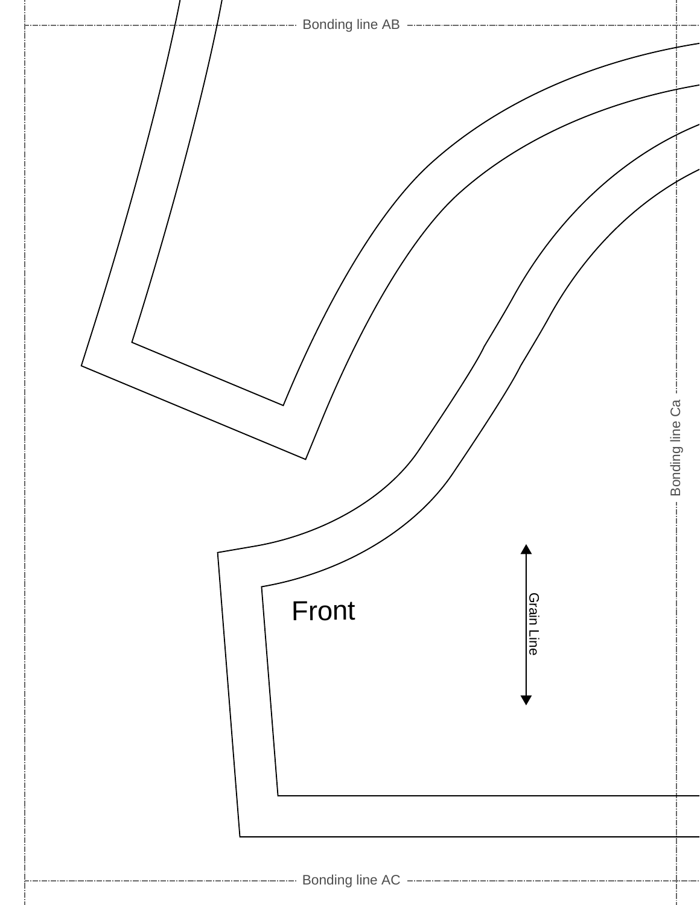Bonding line AB

Bonding line Ca

Front

Grain Line

Bonding line AC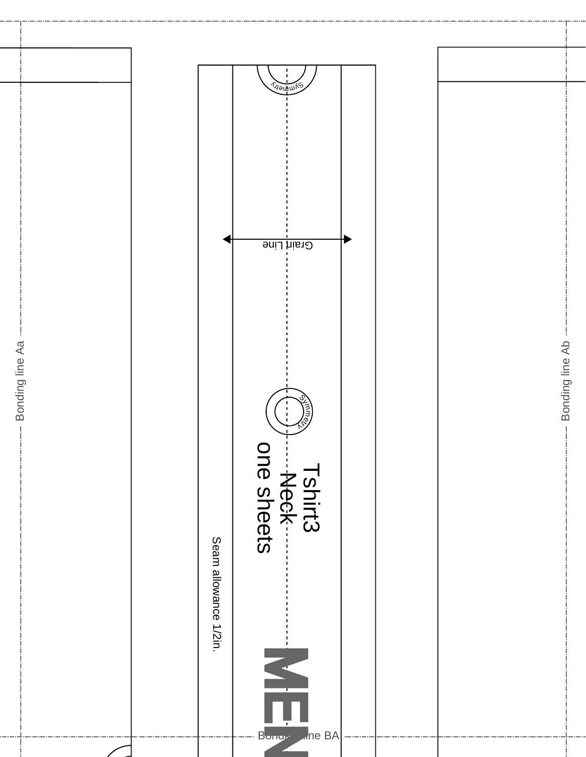Bonding line Aa

Symmetry

Grain Line

Symmetry

Tshirt3
Neck
one sheets

Seam allowance 1/2in.

MEN

Bonding line BA

Bonding line Ab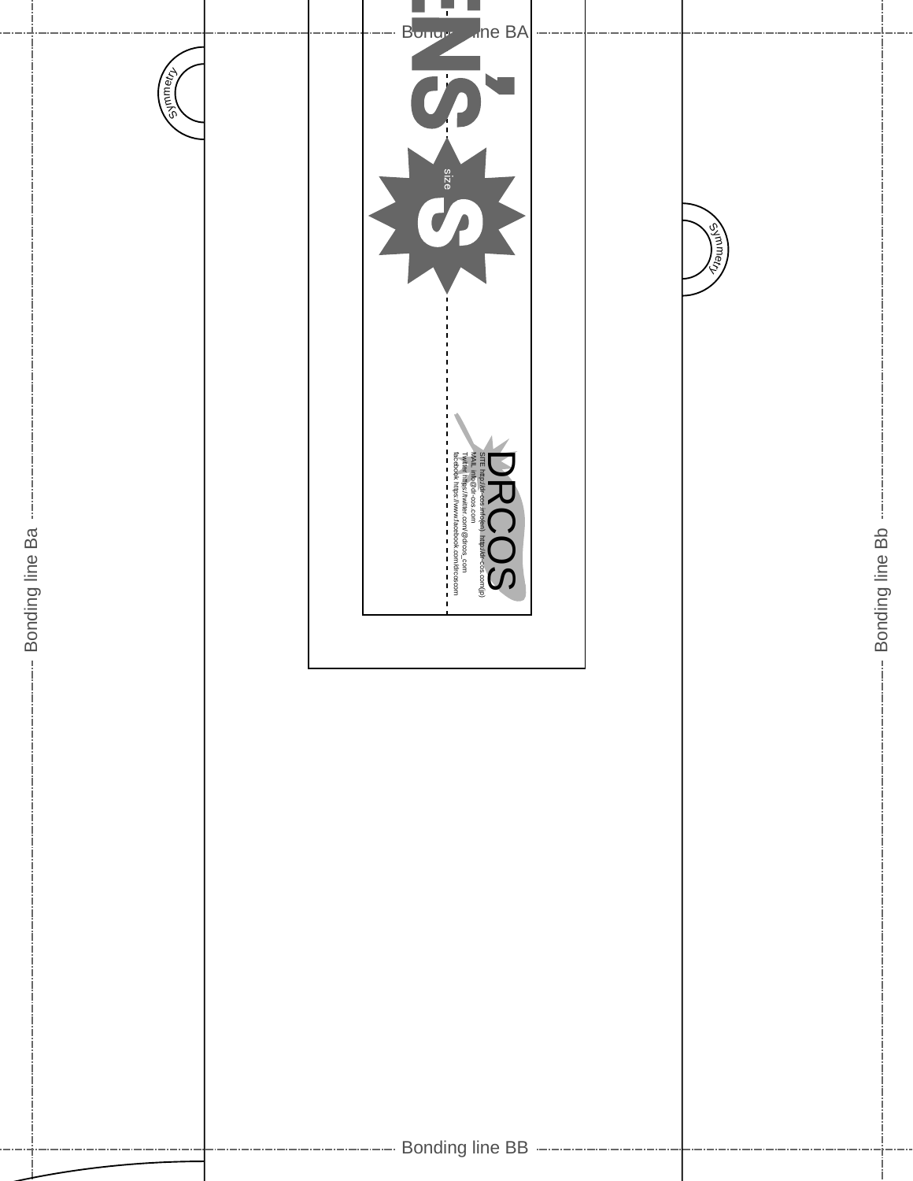Bonding line BA

Symmetry

size S

ENS'

DRCOS

SITE http://dr-cos.info(en) http://dr-cos.com(jp)
MAIL info@dr-cos.com
Twitter https://twitter.com/@drcos_com
facebook https://www.facebook.com/drcos.com

Symmetry

Bonding line Ba

Bonding line Bb

Bonding line BB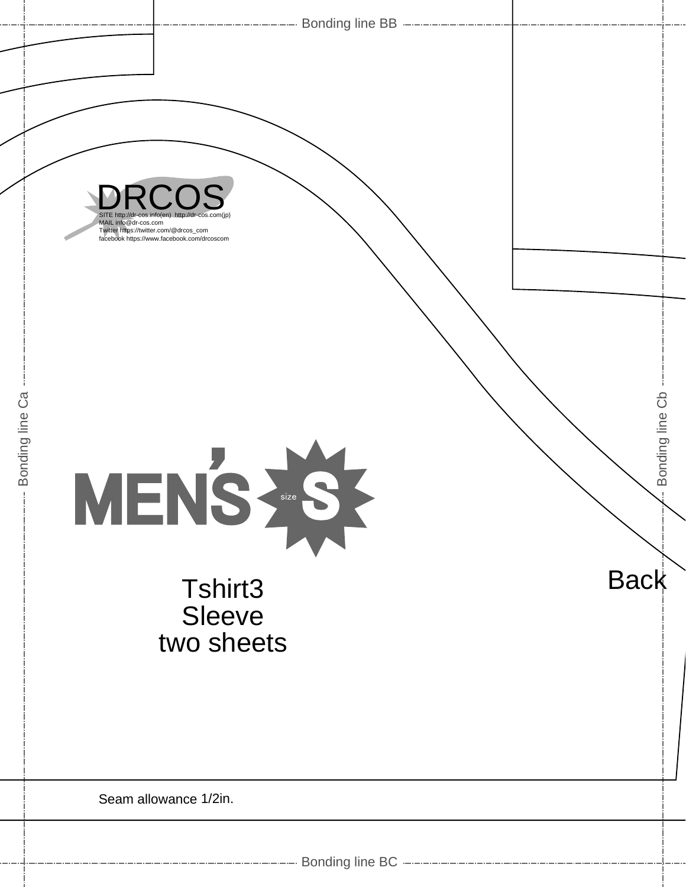Bonding line BB

DRCOS

SITE http://dr-cos.info(en) http://dr-cos.com(jp)
MAIL info@dr-cos.com
Twitter https://twitter.com/@drcos_com
facebook https://www.facebook.com/drcoscom

Bonding line Ca

Bonding line Cb

MEN'S size S

Back

Tshirt3
Sleeve
two sheets

Seam allowance 1/2in.

Bonding line BC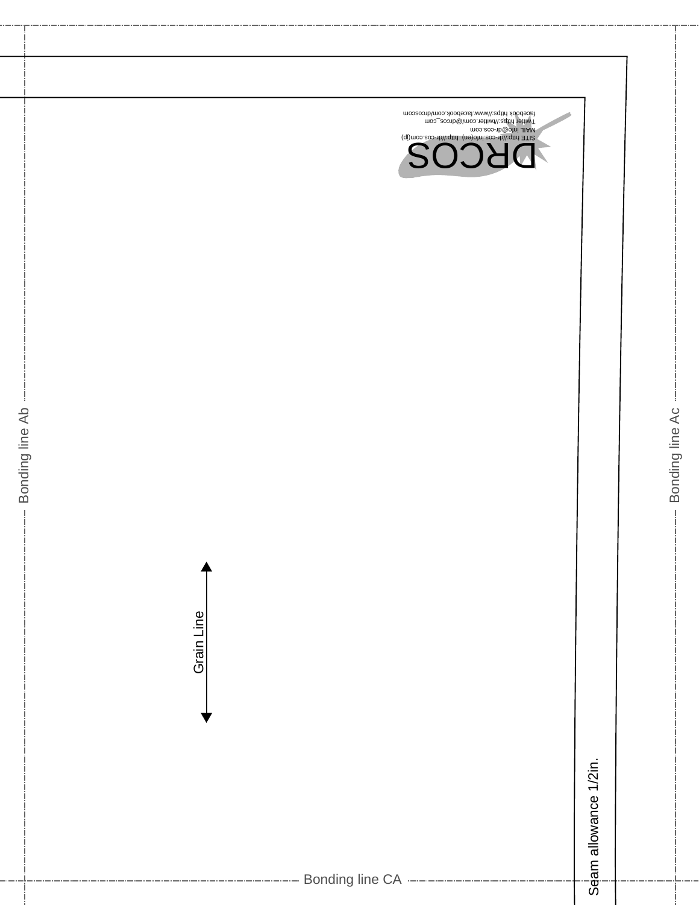DRCOS

SITE http://dr-cos.info(en) http://dr-cos.com(jp)
MAIL info@dr-cos.com
Twitter https://twitter.com/@drcos_com
facebook https://www.facebook.com/drcoscom

Bonding line Ab

Bonding line Ac

Grain Line

Seam allowance 1/2in.

Bonding line CA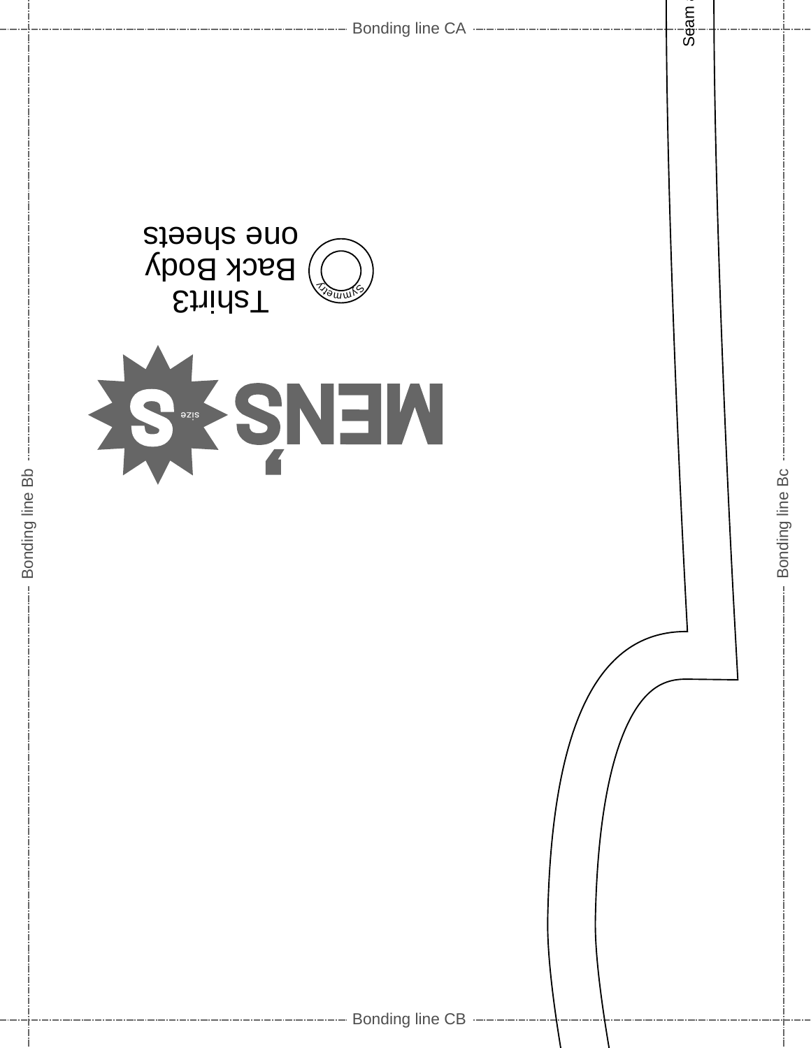Bonding line CA

Seam

Tshirt3
Back Body
one sheets

Symmetry

MEN'S

S
size

Bonding line Bb

Bonding line Bc

Bonding line CB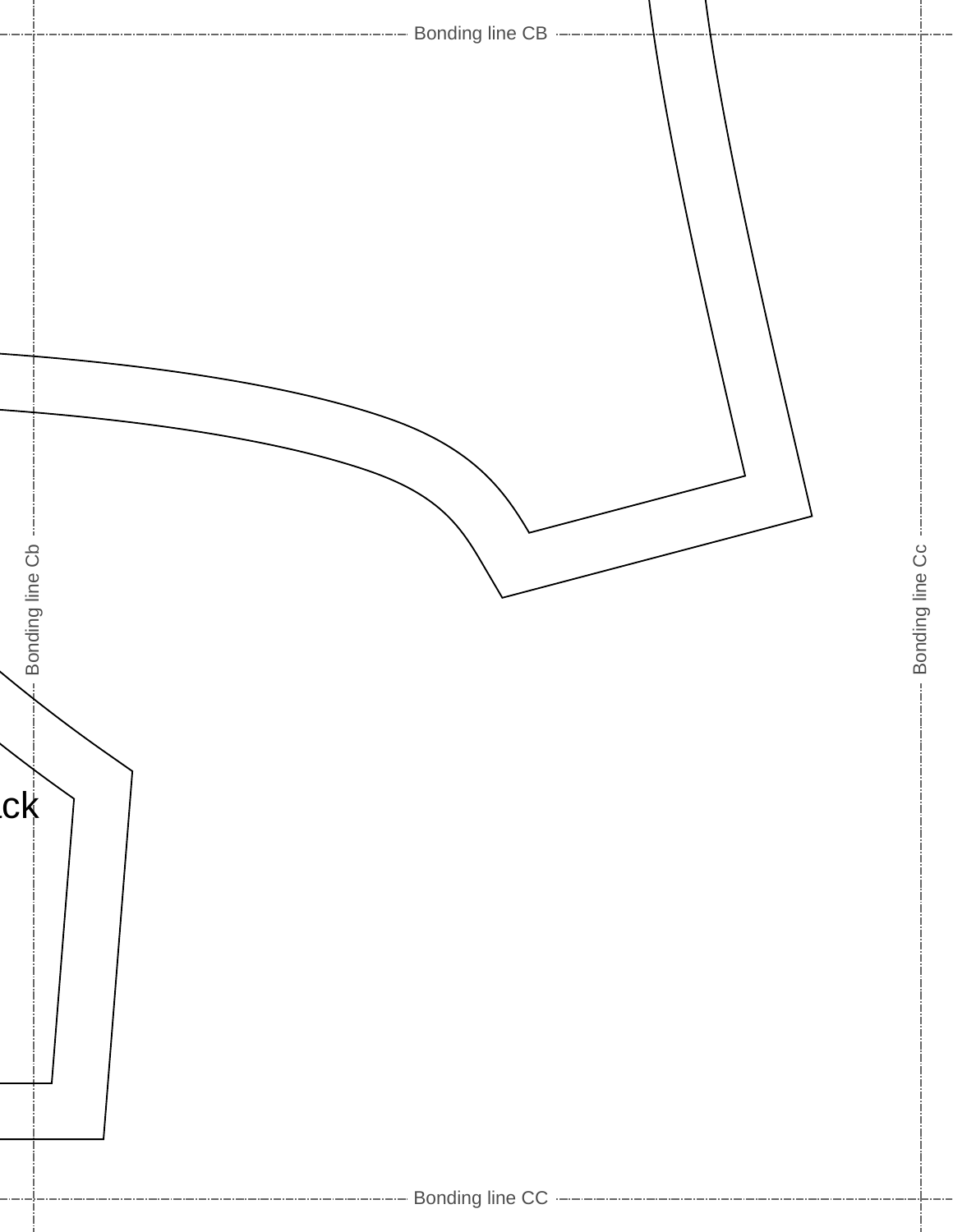Bonding line CB

Bonding line Cb

Bonding line Cc

ck

Bonding line CC